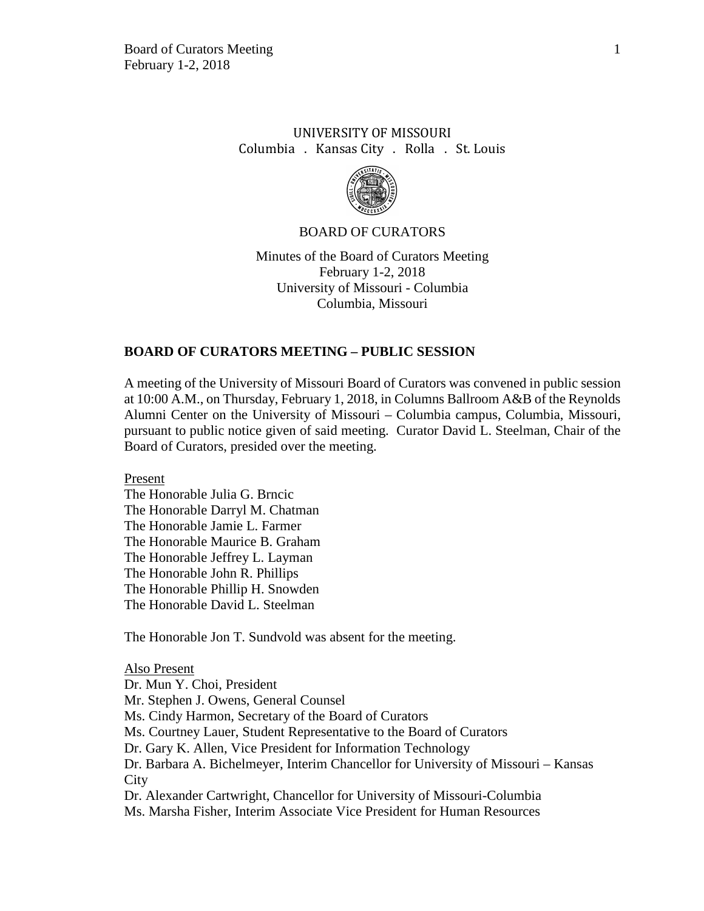UNIVERSITY OF MISSOURI
Columbia . Kansas City . Rolla . St. Louis

BOARD OF CURATORS

Minutes of the Board of Curators Meeting
February 1-2, 2018
University of Missouri - Columbia
Columbia, Missouri

## BOARD OF CURATORS MEETING – PUBLIC SESSION

A meeting of the University of Missouri Board of Curators was convened in public session at 10:00 A.M., on Thursday, February 1, 2018, in Columns Ballroom A&B of the Reynolds Alumni Center on the University of Missouri – Columbia campus, Columbia, Missouri, pursuant to public notice given of said meeting. Curator David L. Steelman, Chair of the Board of Curators, presided over the meeting.

Present
The Honorable Julia G. Brncic
The Honorable Darryl M. Chatman
The Honorable Jamie L. Farmer
The Honorable Maurice B. Graham
The Honorable Jeffrey L. Layman
The Honorable John R. Phillips
The Honorable Phillip H. Snowden
The Honorable David L. Steelman

The Honorable Jon T. Sundvold was absent for the meeting.

Also Present
Dr. Mun Y. Choi, President
Mr. Stephen J. Owens, General Counsel
Ms. Cindy Harmon, Secretary of the Board of Curators
Ms. Courtney Lauer, Student Representative to the Board of Curators
Dr. Gary K. Allen, Vice President for Information Technology
Dr. Barbara A. Bichelmeyer, Interim Chancellor for University of Missouri – Kansas City
Dr. Alexander Cartwright, Chancellor for University of Missouri-Columbia
Ms. Marsha Fisher, Interim Associate Vice President for Human Resources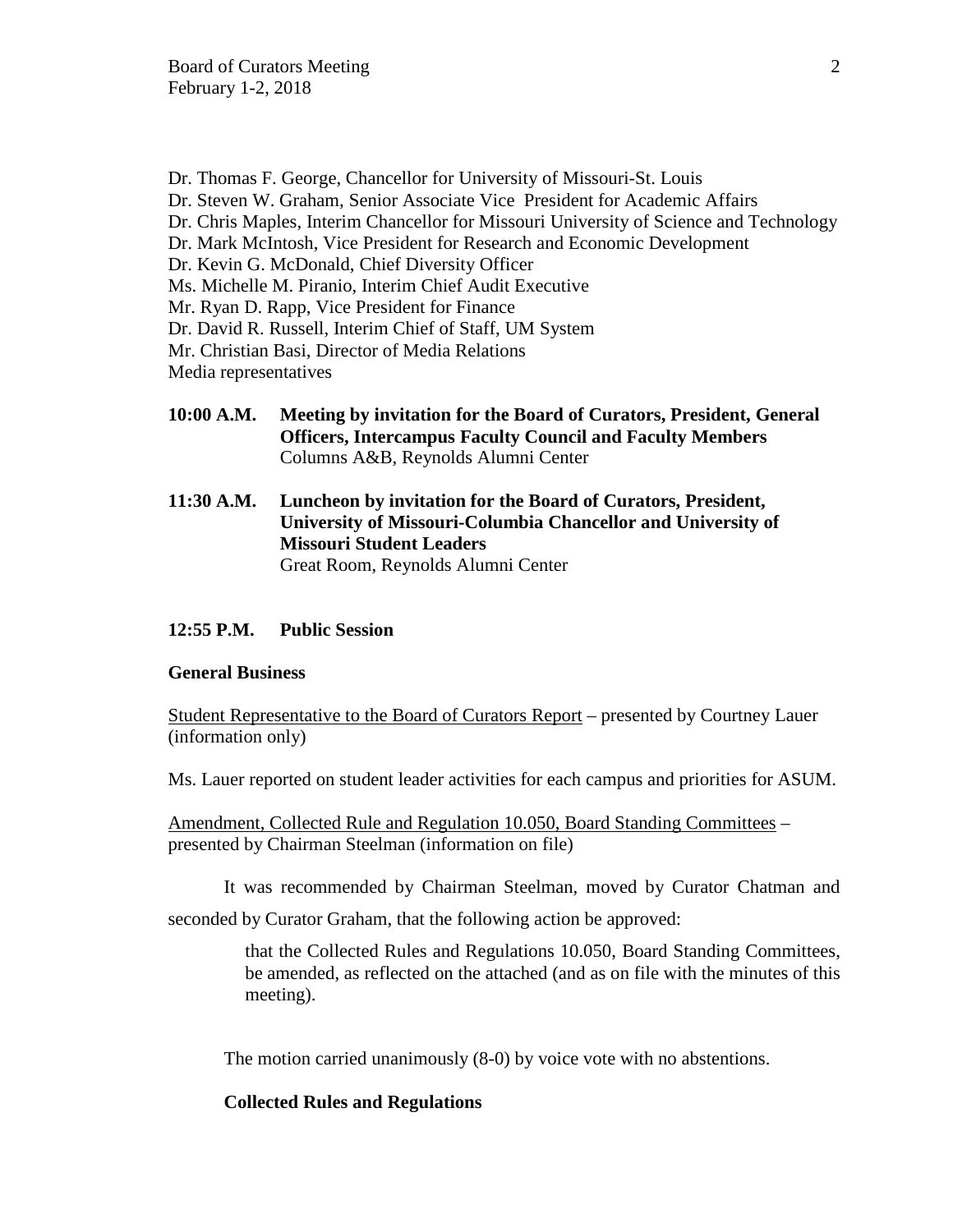Dr. Thomas F. George, Chancellor for University of Missouri-St. Louis
Dr. Steven W. Graham, Senior Associate Vice President for Academic Affairs
Dr. Chris Maples, Interim Chancellor for Missouri University of Science and Technology
Dr. Mark McIntosh, Vice President for Research and Economic Development
Dr. Kevin G. McDonald, Chief Diversity Officer
Ms. Michelle M. Piranio, Interim Chief Audit Executive
Mr. Ryan D. Rapp, Vice President for Finance
Dr. David R. Russell, Interim Chief of Staff, UM System
Mr. Christian Basi, Director of Media Relations
Media representatives

**10:00 A.M. Meeting by invitation for the Board of Curators, President, General Officers, Intercampus Faculty Council and Faculty Members**
Columns A&B, Reynolds Alumni Center

**11:30 A.M. Luncheon by invitation for the Board of Curators, President, University of Missouri-Columbia Chancellor and University of Missouri Student Leaders**
Great Room, Reynolds Alumni Center

**12:55 P.M. Public Session**

**General Business**

Student Representative to the Board of Curators Report – presented by Courtney Lauer (information only)

Ms. Lauer reported on student leader activities for each campus and priorities for ASUM.

Amendment, Collected Rule and Regulation 10.050, Board Standing Committees – presented by Chairman Steelman (information on file)

It was recommended by Chairman Steelman, moved by Curator Chatman and seconded by Curator Graham, that the following action be approved:

> that the Collected Rules and Regulations 10.050, Board Standing Committees, be amended, as reflected on the attached (and as on file with the minutes of this meeting).

The motion carried unanimously (8-0) by voice vote with no abstentions.

**Collected Rules and Regulations**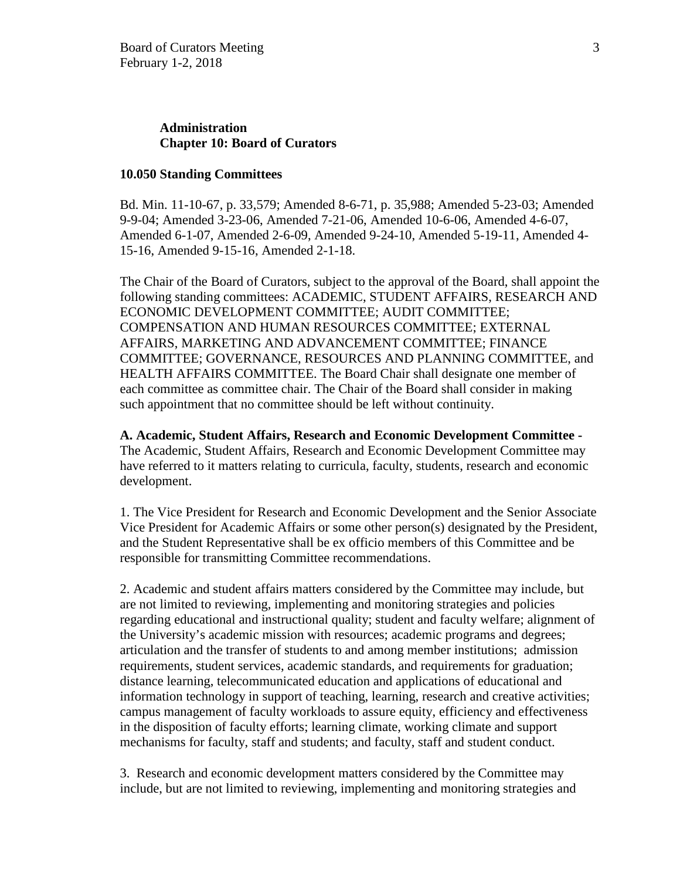**Administration**
**Chapter 10: Board of Curators**

**10.050 Standing Committees**

Bd. Min. 11-10-67, p. 33,579; Amended 8-6-71, p. 35,988; Amended 5-23-03; Amended 9-9-04; Amended 3-23-06, Amended 7-21-06, Amended 10-6-06, Amended 4-6-07, Amended 6-1-07, Amended 2-6-09, Amended 9-24-10, Amended 5-19-11, Amended 4-15-16, Amended 9-15-16, Amended 2-1-18.

The Chair of the Board of Curators, subject to the approval of the Board, shall appoint the following standing committees: ACADEMIC, STUDENT AFFAIRS, RESEARCH AND ECONOMIC DEVELOPMENT COMMITTEE; AUDIT COMMITTEE; COMPENSATION AND HUMAN RESOURCES COMMITTEE; EXTERNAL AFFAIRS, MARKETING AND ADVANCEMENT COMMITTEE; FINANCE COMMITTEE; GOVERNANCE, RESOURCES AND PLANNING COMMITTEE, and HEALTH AFFAIRS COMMITTEE. The Board Chair shall designate one member of each committee as committee chair. The Chair of the Board shall consider in making such appointment that no committee should be left without continuity.

**A. Academic, Student Affairs, Research and Economic Development Committee -** The Academic, Student Affairs, Research and Economic Development Committee may have referred to it matters relating to curricula, faculty, students, research and economic development.

1. The Vice President for Research and Economic Development and the Senior Associate Vice President for Academic Affairs or some other person(s) designated by the President, and the Student Representative shall be ex officio members of this Committee and be responsible for transmitting Committee recommendations.

2. Academic and student affairs matters considered by the Committee may include, but are not limited to reviewing, implementing and monitoring strategies and policies regarding educational and instructional quality; student and faculty welfare; alignment of the University's academic mission with resources; academic programs and degrees; articulation and the transfer of students to and among member institutions; admission requirements, student services, academic standards, and requirements for graduation; distance learning, telecommunicated education and applications of educational and information technology in support of teaching, learning, research and creative activities; campus management of faculty workloads to assure equity, efficiency and effectiveness in the disposition of faculty efforts; learning climate, working climate and support mechanisms for faculty, staff and students; and faculty, staff and student conduct.

3. Research and economic development matters considered by the Committee may include, but are not limited to reviewing, implementing and monitoring strategies and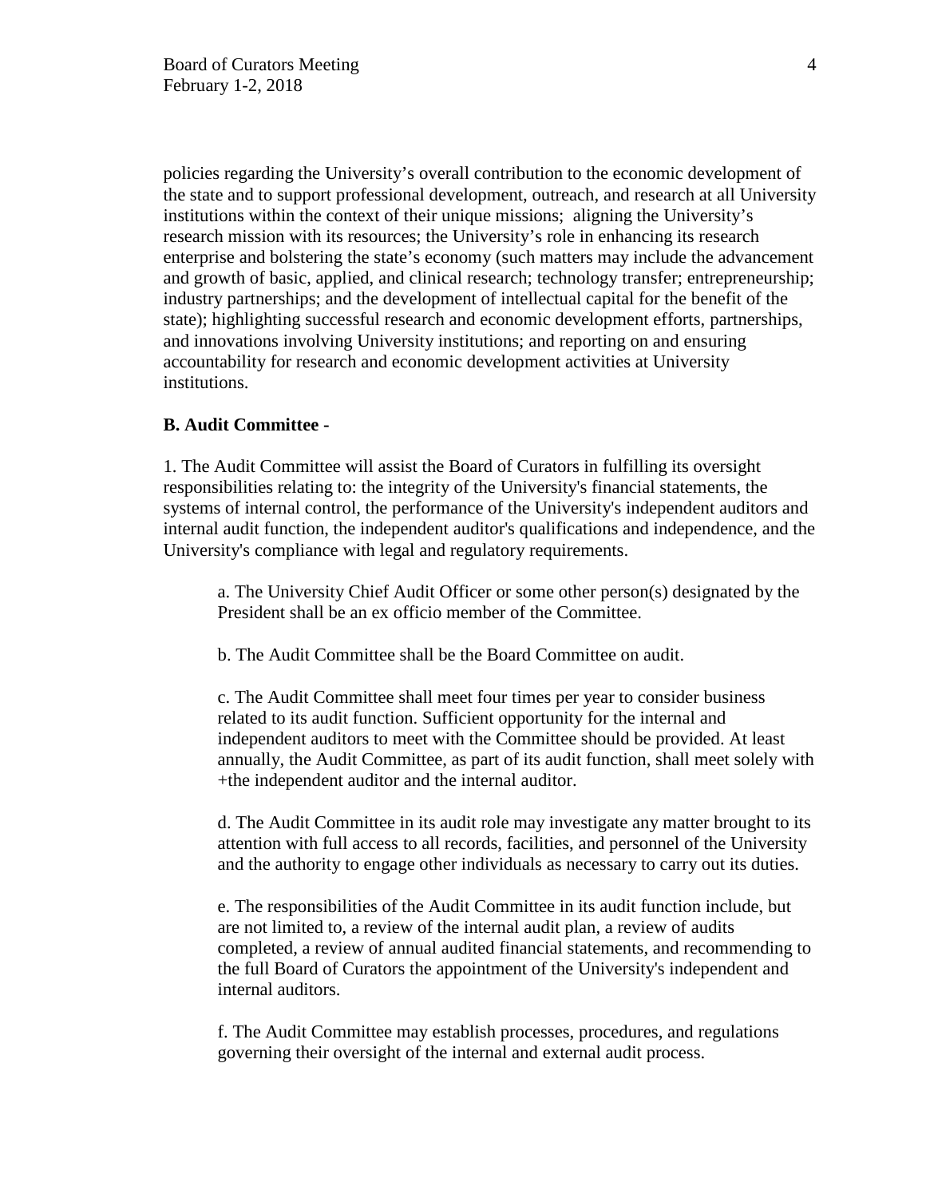policies regarding the University's overall contribution to the economic development of the state and to support professional development, outreach, and research at all University institutions within the context of their unique missions; aligning the University's research mission with its resources; the University's role in enhancing its research enterprise and bolstering the state's economy (such matters may include the advancement and growth of basic, applied, and clinical research; technology transfer; entrepreneurship; industry partnerships; and the development of intellectual capital for the benefit of the state); highlighting successful research and economic development efforts, partnerships, and innovations involving University institutions; and reporting on and ensuring accountability for research and economic development activities at University institutions.

**B. Audit Committee** -

1. The Audit Committee will assist the Board of Curators in fulfilling its oversight responsibilities relating to: the integrity of the University's financial statements, the systems of internal control, the performance of the University's independent auditors and internal audit function, the independent auditor's qualifications and independence, and the University's compliance with legal and regulatory requirements.

   a. The University Chief Audit Officer or some other person(s) designated by the President shall be an ex officio member of the Committee.

   b. The Audit Committee shall be the Board Committee on audit.

   c. The Audit Committee shall meet four times per year to consider business related to its audit function. Sufficient opportunity for the internal and independent auditors to meet with the Committee should be provided. At least annually, the Audit Committee, as part of its audit function, shall meet solely with +the independent auditor and the internal auditor.

   d. The Audit Committee in its audit role may investigate any matter brought to its attention with full access to all records, facilities, and personnel of the University and the authority to engage other individuals as necessary to carry out its duties.

   e. The responsibilities of the Audit Committee in its audit function include, but are not limited to, a review of the internal audit plan, a review of audits completed, a review of annual audited financial statements, and recommending to the full Board of Curators the appointment of the University's independent and internal auditors.

   f. The Audit Committee may establish processes, procedures, and regulations governing their oversight of the internal and external audit process.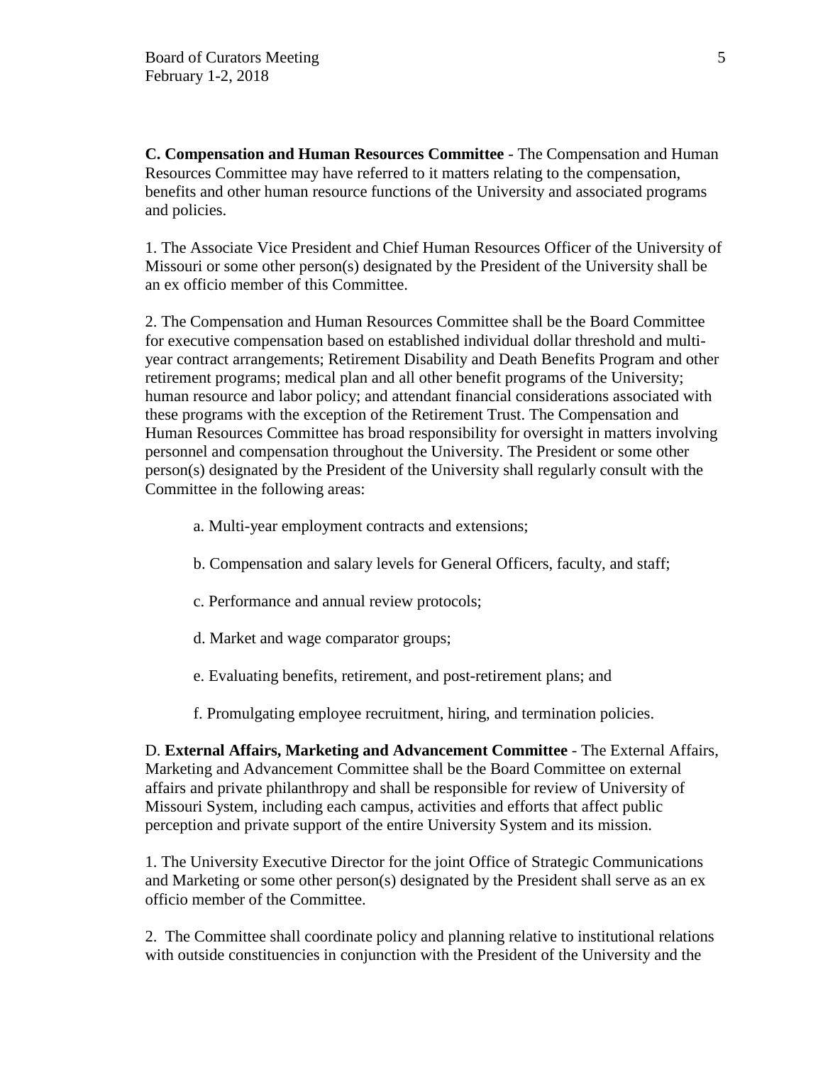**C. Compensation and Human Resources Committee** - The Compensation and Human Resources Committee may have referred to it matters relating to the compensation, benefits and other human resource functions of the University and associated programs and policies.

1. The Associate Vice President and Chief Human Resources Officer of the University of Missouri or some other person(s) designated by the President of the University shall be an ex officio member of this Committee.

2. The Compensation and Human Resources Committee shall be the Board Committee for executive compensation based on established individual dollar threshold and multi-year contract arrangements; Retirement Disability and Death Benefits Program and other retirement programs; medical plan and all other benefit programs of the University; human resource and labor policy; and attendant financial considerations associated with these programs with the exception of the Retirement Trust. The Compensation and Human Resources Committee has broad responsibility for oversight in matters involving personnel and compensation throughout the University. The President or some other person(s) designated by the President of the University shall regularly consult with the Committee in the following areas:

   a. Multi-year employment contracts and extensions;

   b. Compensation and salary levels for General Officers, faculty, and staff;

   c. Performance and annual review protocols;

   d. Market and wage comparator groups;

   e. Evaluating benefits, retirement, and post-retirement plans; and

   f. Promulgating employee recruitment, hiring, and termination policies.

D. **External Affairs, Marketing and Advancement Committee** - The External Affairs, Marketing and Advancement Committee shall be the Board Committee on external affairs and private philanthropy and shall be responsible for review of University of Missouri System, including each campus, activities and efforts that affect public perception and private support of the entire University System and its mission.

1. The University Executive Director for the joint Office of Strategic Communications and Marketing or some other person(s) designated by the President shall serve as an ex officio member of the Committee.

2. The Committee shall coordinate policy and planning relative to institutional relations with outside constituencies in conjunction with the President of the University and the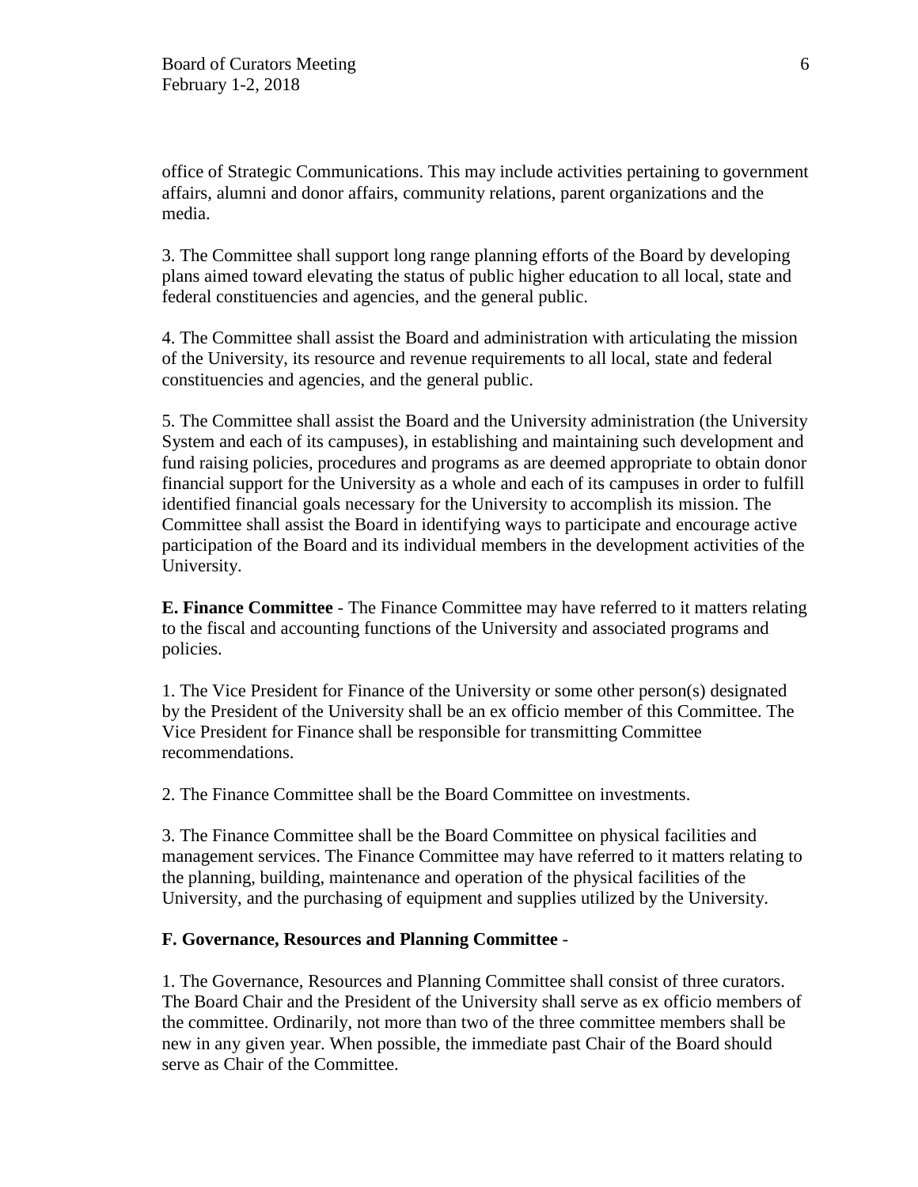office of Strategic Communications. This may include activities pertaining to government affairs, alumni and donor affairs, community relations, parent organizations and the media.

3. The Committee shall support long range planning efforts of the Board by developing plans aimed toward elevating the status of public higher education to all local, state and federal constituencies and agencies, and the general public.

4. The Committee shall assist the Board and administration with articulating the mission of the University, its resource and revenue requirements to all local, state and federal constituencies and agencies, and the general public.

5. The Committee shall assist the Board and the University administration (the University System and each of its campuses), in establishing and maintaining such development and fund raising policies, procedures and programs as are deemed appropriate to obtain donor financial support for the University as a whole and each of its campuses in order to fulfill identified financial goals necessary for the University to accomplish its mission. The Committee shall assist the Board in identifying ways to participate and encourage active participation of the Board and its individual members in the development activities of the University.

**E. Finance Committee** - The Finance Committee may have referred to it matters relating to the fiscal and accounting functions of the University and associated programs and policies.

1. The Vice President for Finance of the University or some other person(s) designated by the President of the University shall be an ex officio member of this Committee. The Vice President for Finance shall be responsible for transmitting Committee recommendations.

2. The Finance Committee shall be the Board Committee on investments.

3. The Finance Committee shall be the Board Committee on physical facilities and management services. The Finance Committee may have referred to it matters relating to the planning, building, maintenance and operation of the physical facilities of the University, and the purchasing of equipment and supplies utilized by the University.

**F. Governance, Resources and Planning Committee** -

1. The Governance, Resources and Planning Committee shall consist of three curators. The Board Chair and the President of the University shall serve as ex officio members of the committee. Ordinarily, not more than two of the three committee members shall be new in any given year. When possible, the immediate past Chair of the Board should serve as Chair of the Committee.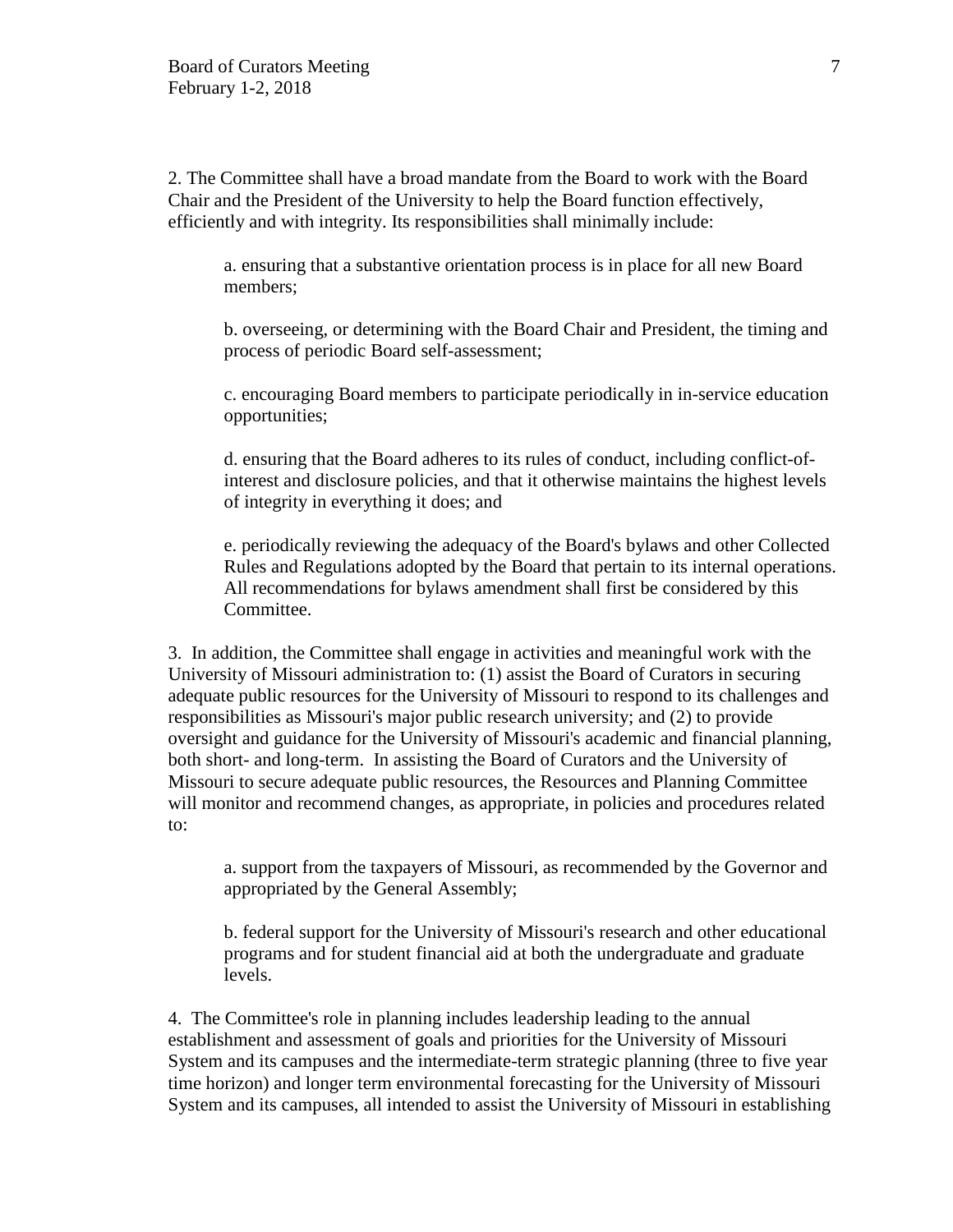2. The Committee shall have a broad mandate from the Board to work with the Board Chair and the President of the University to help the Board function effectively, efficiently and with integrity. Its responsibilities shall minimally include:

a. ensuring that a substantive orientation process is in place for all new Board members;

b. overseeing, or determining with the Board Chair and President, the timing and process of periodic Board self-assessment;

c. encouraging Board members to participate periodically in in-service education opportunities;

d. ensuring that the Board adheres to its rules of conduct, including conflict-of-interest and disclosure policies, and that it otherwise maintains the highest levels of integrity in everything it does; and

e. periodically reviewing the adequacy of the Board's bylaws and other Collected Rules and Regulations adopted by the Board that pertain to its internal operations. All recommendations for bylaws amendment shall first be considered by this Committee.

3. In addition, the Committee shall engage in activities and meaningful work with the University of Missouri administration to: (1) assist the Board of Curators in securing adequate public resources for the University of Missouri to respond to its challenges and responsibilities as Missouri's major public research university; and (2) to provide oversight and guidance for the University of Missouri's academic and financial planning, both short- and long-term. In assisting the Board of Curators and the University of Missouri to secure adequate public resources, the Resources and Planning Committee will monitor and recommend changes, as appropriate, in policies and procedures related to:

a. support from the taxpayers of Missouri, as recommended by the Governor and appropriated by the General Assembly;

b. federal support for the University of Missouri's research and other educational programs and for student financial aid at both the undergraduate and graduate levels.

4. The Committee's role in planning includes leadership leading to the annual establishment and assessment of goals and priorities for the University of Missouri System and its campuses and the intermediate-term strategic planning (three to five year time horizon) and longer term environmental forecasting for the University of Missouri System and its campuses, all intended to assist the University of Missouri in establishing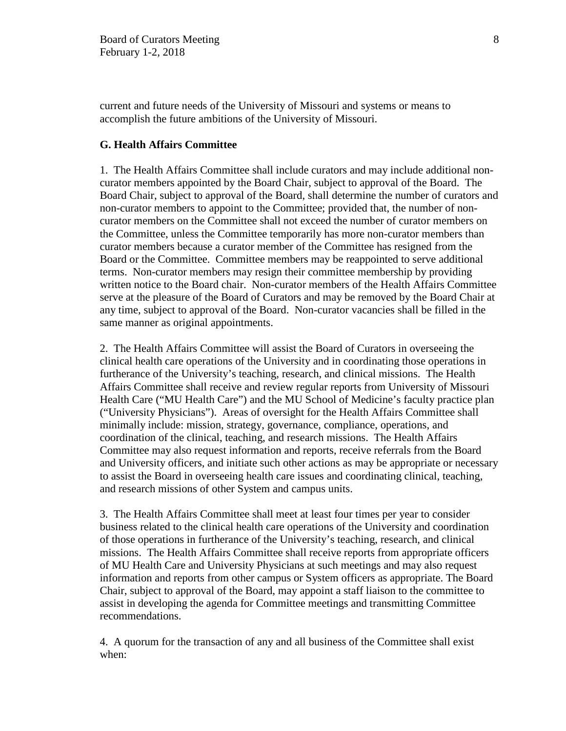current and future needs of the University of Missouri and systems or means to accomplish the future ambitions of the University of Missouri.

**G. Health Affairs Committee**

1. The Health Affairs Committee shall include curators and may include additional non-curator members appointed by the Board Chair, subject to approval of the Board. The Board Chair, subject to approval of the Board, shall determine the number of curators and non-curator members to appoint to the Committee; provided that, the number of non-curator members on the Committee shall not exceed the number of curator members on the Committee, unless the Committee temporarily has more non-curator members than curator members because a curator member of the Committee has resigned from the Board or the Committee. Committee members may be reappointed to serve additional terms. Non-curator members may resign their committee membership by providing written notice to the Board chair. Non-curator members of the Health Affairs Committee serve at the pleasure of the Board of Curators and may be removed by the Board Chair at any time, subject to approval of the Board. Non-curator vacancies shall be filled in the same manner as original appointments.

2. The Health Affairs Committee will assist the Board of Curators in overseeing the clinical health care operations of the University and in coordinating those operations in furtherance of the University's teaching, research, and clinical missions. The Health Affairs Committee shall receive and review regular reports from University of Missouri Health Care ("MU Health Care") and the MU School of Medicine's faculty practice plan ("University Physicians"). Areas of oversight for the Health Affairs Committee shall minimally include: mission, strategy, governance, compliance, operations, and coordination of the clinical, teaching, and research missions. The Health Affairs Committee may also request information and reports, receive referrals from the Board and University officers, and initiate such other actions as may be appropriate or necessary to assist the Board in overseeing health care issues and coordinating clinical, teaching, and research missions of other System and campus units.

3. The Health Affairs Committee shall meet at least four times per year to consider business related to the clinical health care operations of the University and coordination of those operations in furtherance of the University's teaching, research, and clinical missions. The Health Affairs Committee shall receive reports from appropriate officers of MU Health Care and University Physicians at such meetings and may also request information and reports from other campus or System officers as appropriate. The Board Chair, subject to approval of the Board, may appoint a staff liaison to the committee to assist in developing the agenda for Committee meetings and transmitting Committee recommendations.

4. A quorum for the transaction of any and all business of the Committee shall exist when: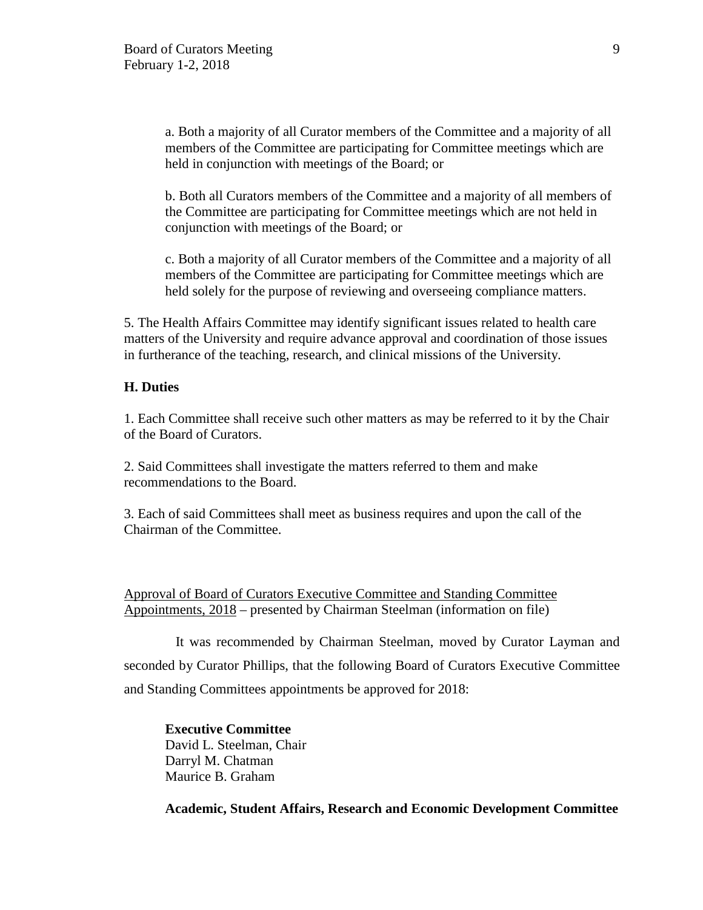a. Both a majority of all Curator members of the Committee and a majority of all members of the Committee are participating for Committee meetings which are held in conjunction with meetings of the Board; or

b. Both all Curators members of the Committee and a majority of all members of the Committee are participating for Committee meetings which are not held in conjunction with meetings of the Board; or

c. Both a majority of all Curator members of the Committee and a majority of all members of the Committee are participating for Committee meetings which are held solely for the purpose of reviewing and overseeing compliance matters.

5. The Health Affairs Committee may identify significant issues related to health care matters of the University and require advance approval and coordination of those issues in furtherance of the teaching, research, and clinical missions of the University.

**H. Duties**

1. Each Committee shall receive such other matters as may be referred to it by the Chair of the Board of Curators.

2. Said Committees shall investigate the matters referred to them and make recommendations to the Board.

3. Each of said Committees shall meet as business requires and upon the call of the Chairman of the Committee.

Approval of Board of Curators Executive Committee and Standing Committee Appointments, 2018 – presented by Chairman Steelman (information on file)

It was recommended by Chairman Steelman, moved by Curator Layman and seconded by Curator Phillips, that the following Board of Curators Executive Committee and Standing Committees appointments be approved for 2018:

**Executive Committee**
David L. Steelman, Chair
Darryl M. Chatman
Maurice B. Graham

**Academic, Student Affairs, Research and Economic Development Committee**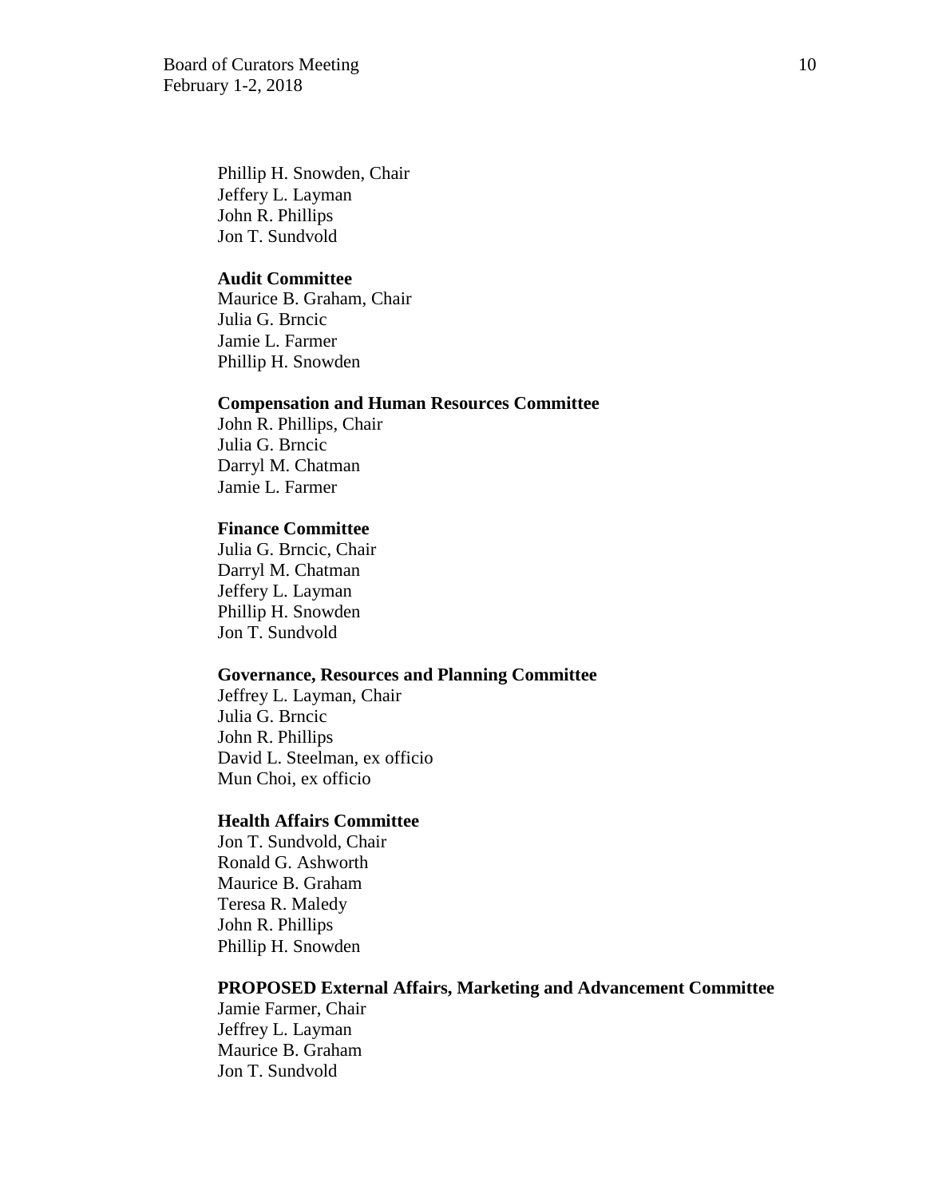Phillip H. Snowden, Chair
Jeffery L. Layman
John R. Phillips
Jon T. Sundvold

**Audit Committee**
Maurice B. Graham, Chair
Julia G. Brncic
Jamie L. Farmer
Phillip H. Snowden

**Compensation and Human Resources Committee**
John R. Phillips, Chair
Julia G. Brncic
Darryl M. Chatman
Jamie L. Farmer

**Finance Committee**
Julia G. Brncic, Chair
Darryl M. Chatman
Jeffery L. Layman
Phillip H. Snowden
Jon T. Sundvold

**Governance, Resources and Planning Committee**
Jeffrey L. Layman, Chair
Julia G. Brncic
John R. Phillips
David L. Steelman, ex officio
Mun Choi, ex officio

**Health Affairs Committee**
Jon T. Sundvold, Chair
Ronald G. Ashworth
Maurice B. Graham
Teresa R. Maledy
John R. Phillips
Phillip H. Snowden

**PROPOSED External Affairs, Marketing and Advancement Committee**
Jamie Farmer, Chair
Jeffrey L. Layman
Maurice B. Graham
Jon T. Sundvold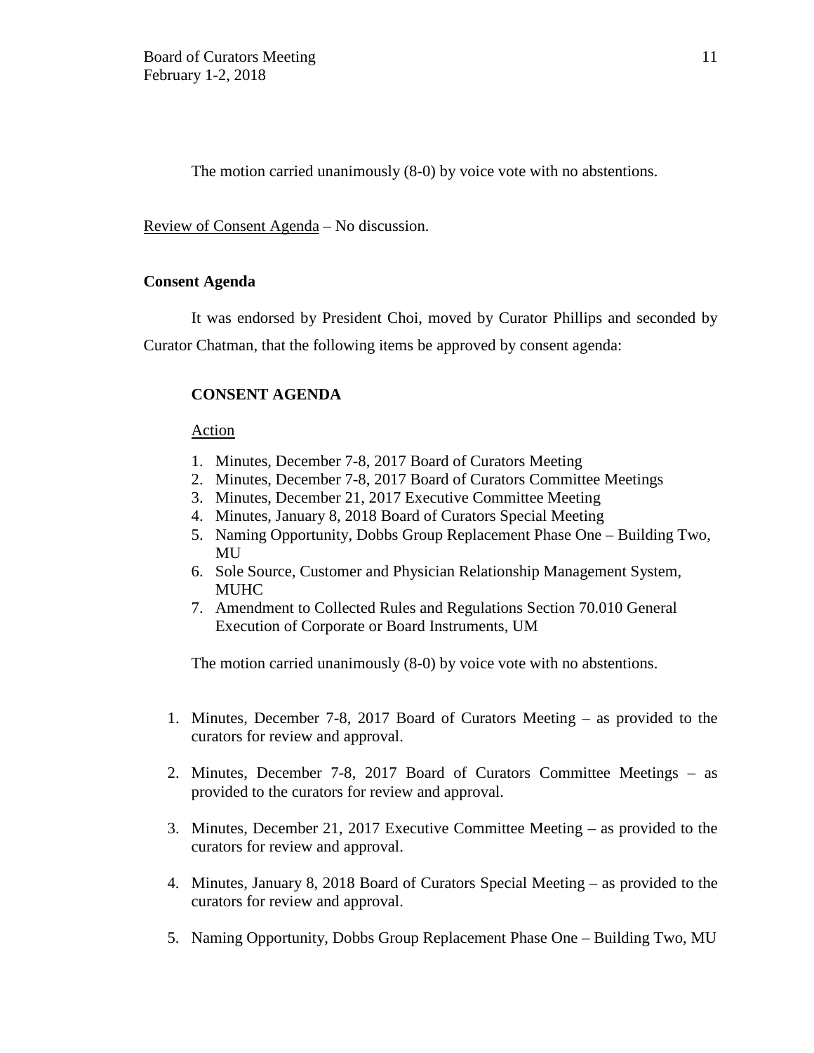The motion carried unanimously (8-0) by voice vote with no abstentions.

Review of Consent Agenda – No discussion.

**Consent Agenda**

It was endorsed by President Choi, moved by Curator Phillips and seconded by Curator Chatman, that the following items be approved by consent agenda:

**CONSENT AGENDA**

Action

1. Minutes, December 7-8, 2017 Board of Curators Meeting
2. Minutes, December 7-8, 2017 Board of Curators Committee Meetings
3. Minutes, December 21, 2017 Executive Committee Meeting
4. Minutes, January 8, 2018 Board of Curators Special Meeting
5. Naming Opportunity, Dobbs Group Replacement Phase One – Building Two, MU
6. Sole Source, Customer and Physician Relationship Management System, MUHC
7. Amendment to Collected Rules and Regulations Section 70.010 General Execution of Corporate or Board Instruments, UM

The motion carried unanimously (8-0) by voice vote with no abstentions.

1. Minutes, December 7-8, 2017 Board of Curators Meeting – as provided to the curators for review and approval.

2. Minutes, December 7-8, 2017 Board of Curators Committee Meetings – as provided to the curators for review and approval.

3. Minutes, December 21, 2017 Executive Committee Meeting – as provided to the curators for review and approval.

4. Minutes, January 8, 2018 Board of Curators Special Meeting – as provided to the curators for review and approval.

5. Naming Opportunity, Dobbs Group Replacement Phase One – Building Two, MU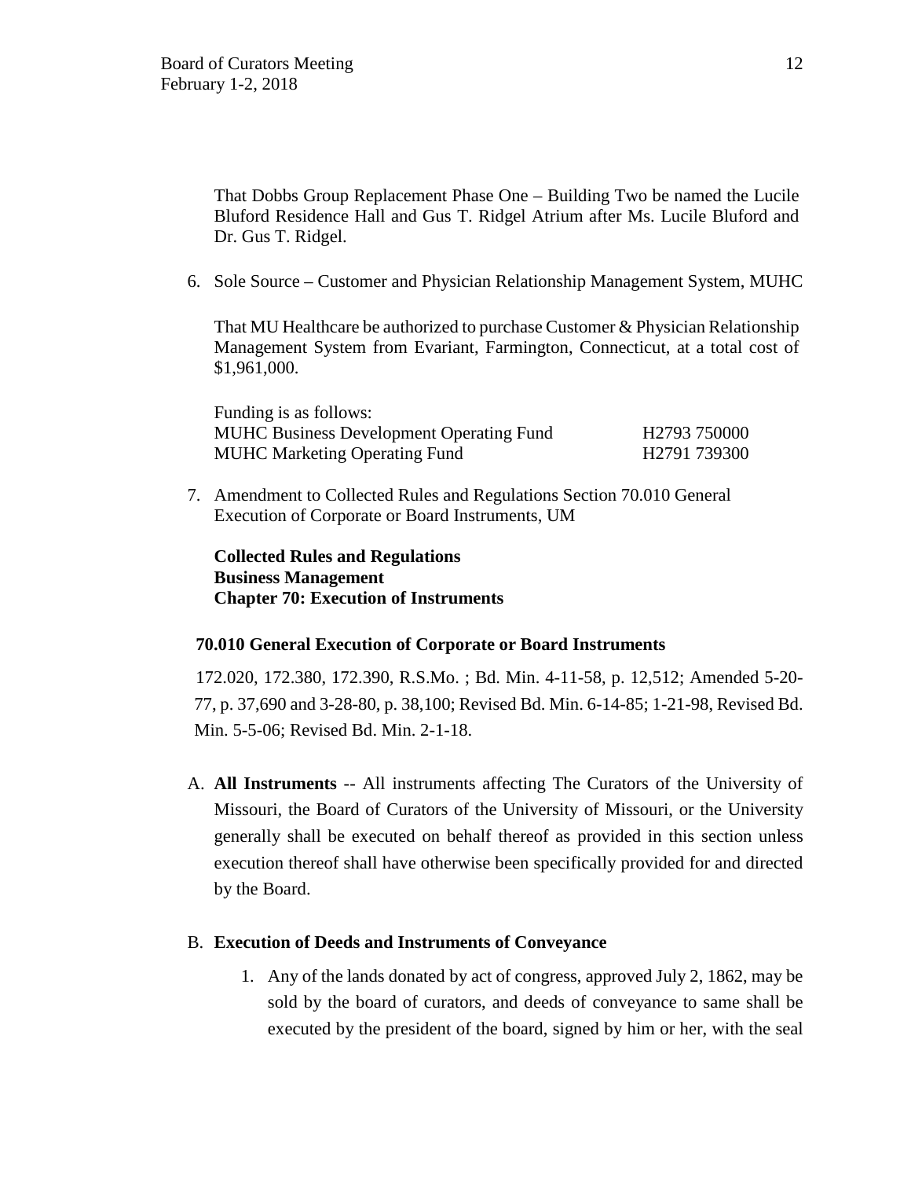That Dobbs Group Replacement Phase One – Building Two be named the Lucile Bluford Residence Hall and Gus T. Ridgel Atrium after Ms. Lucile Bluford and Dr. Gus T. Ridgel.

6. Sole Source – Customer and Physician Relationship Management System, MUHC

   That MU Healthcare be authorized to purchase Customer & Physician Relationship Management System from Evariant, Farmington, Connecticut, at a total cost of $1,961,000.

   Funding is as follows:

   | | |
   |---|---|
   | MUHC Business Development Operating Fund | H2793 750000 |
   | MUHC Marketing Operating Fund | H2791 739300 |

7. Amendment to Collected Rules and Regulations Section 70.010 General Execution of Corporate or Board Instruments, UM

   **Collected Rules and Regulations**
   **Business Management**
   **Chapter 70: Execution of Instruments**

**70.010 General Execution of Corporate or Board Instruments**

172.020, 172.380, 172.390, R.S.Mo. ; Bd. Min. 4-11-58, p. 12,512; Amended 5-20-77, p. 37,690 and 3-28-80, p. 38,100; Revised Bd. Min. 6-14-85; 1-21-98, Revised Bd. Min. 5-5-06; Revised Bd. Min. 2-1-18.

A. **All Instruments** -- All instruments affecting The Curators of the University of Missouri, the Board of Curators of the University of Missouri, or the University generally shall be executed on behalf thereof as provided in this section unless execution thereof shall have otherwise been specifically provided for and directed by the Board.

B. **Execution of Deeds and Instruments of Conveyance**

   1. Any of the lands donated by act of congress, approved July 2, 1862, may be sold by the board of curators, and deeds of conveyance to same shall be executed by the president of the board, signed by him or her, with the seal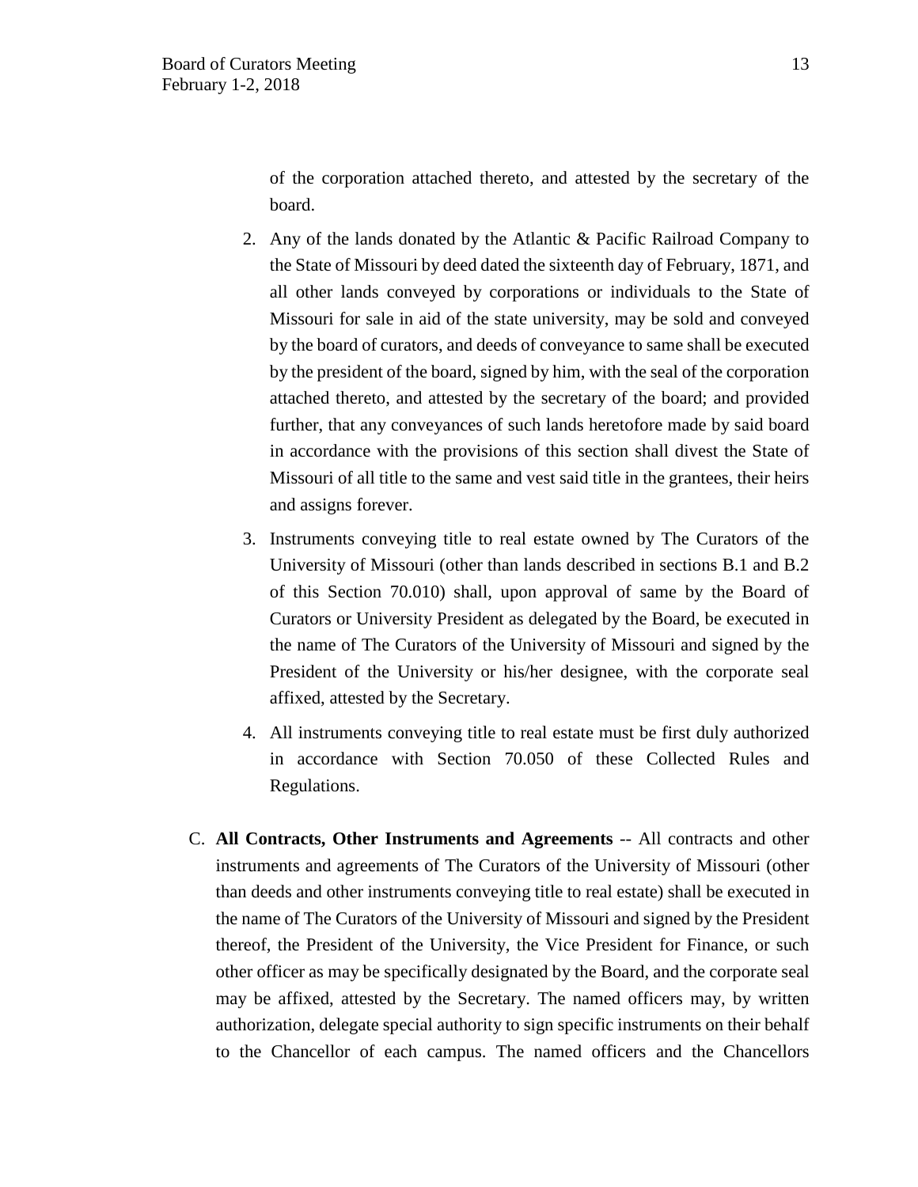of the corporation attached thereto, and attested by the secretary of the board.

2. Any of the lands donated by the Atlantic & Pacific Railroad Company to the State of Missouri by deed dated the sixteenth day of February, 1871, and all other lands conveyed by corporations or individuals to the State of Missouri for sale in aid of the state university, may be sold and conveyed by the board of curators, and deeds of conveyance to same shall be executed by the president of the board, signed by him, with the seal of the corporation attached thereto, and attested by the secretary of the board; and provided further, that any conveyances of such lands heretofore made by said board in accordance with the provisions of this section shall divest the State of Missouri of all title to the same and vest said title in the grantees, their heirs and assigns forever.

3. Instruments conveying title to real estate owned by The Curators of the University of Missouri (other than lands described in sections B.1 and B.2 of this Section 70.010) shall, upon approval of same by the Board of Curators or University President as delegated by the Board, be executed in the name of The Curators of the University of Missouri and signed by the President of the University or his/her designee, with the corporate seal affixed, attested by the Secretary.

4. All instruments conveying title to real estate must be first duly authorized in accordance with Section 70.050 of these Collected Rules and Regulations.

C. **All Contracts, Other Instruments and Agreements** -- All contracts and other instruments and agreements of The Curators of the University of Missouri (other than deeds and other instruments conveying title to real estate) shall be executed in the name of The Curators of the University of Missouri and signed by the President thereof, the President of the University, the Vice President for Finance, or such other officer as may be specifically designated by the Board, and the corporate seal may be affixed, attested by the Secretary. The named officers may, by written authorization, delegate special authority to sign specific instruments on their behalf to the Chancellor of each campus. The named officers and the Chancellors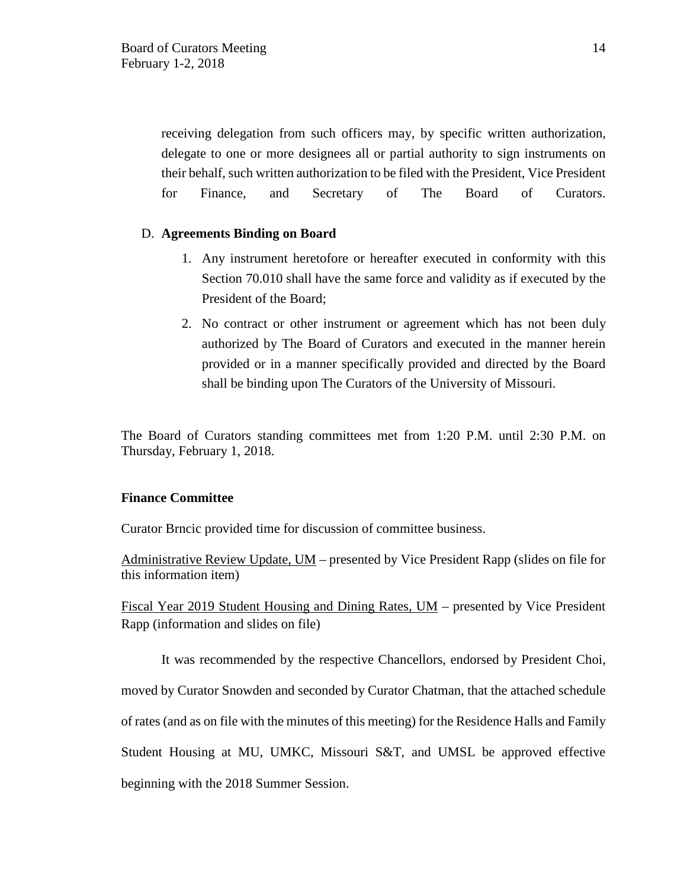receiving delegation from such officers may, by specific written authorization, delegate to one or more designees all or partial authority to sign instruments on their behalf, such written authorization to be filed with the President, Vice President for Finance, and Secretary of The Board of Curators.

D. **Agreements Binding on Board**

1. Any instrument heretofore or hereafter executed in conformity with this Section 70.010 shall have the same force and validity as if executed by the President of the Board;
2. No contract or other instrument or agreement which has not been duly authorized by The Board of Curators and executed in the manner herein provided or in a manner specifically provided and directed by the Board shall be binding upon The Curators of the University of Missouri.

The Board of Curators standing committees met from 1:20 P.M. until 2:30 P.M. on Thursday, February 1, 2018.

**Finance Committee**

Curator Brncic provided time for discussion of committee business.

Administrative Review Update, UM – presented by Vice President Rapp (slides on file for this information item)

Fiscal Year 2019 Student Housing and Dining Rates, UM – presented by Vice President Rapp (information and slides on file)

It was recommended by the respective Chancellors, endorsed by President Choi, moved by Curator Snowden and seconded by Curator Chatman, that the attached schedule of rates (and as on file with the minutes of this meeting) for the Residence Halls and Family Student Housing at MU, UMKC, Missouri S&T, and UMSL be approved effective beginning with the 2018 Summer Session.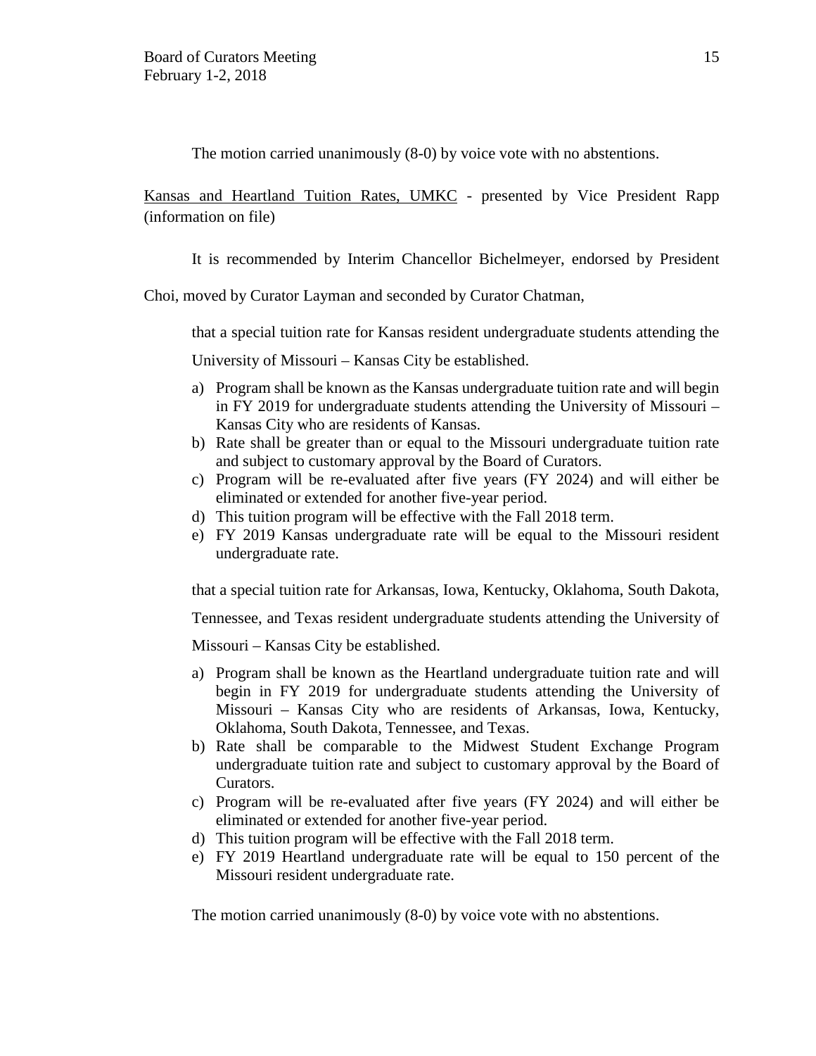The motion carried unanimously (8-0) by voice vote with no abstentions.

Kansas and Heartland Tuition Rates, UMKC - presented by Vice President Rapp (information on file)

It is recommended by Interim Chancellor Bichelmeyer, endorsed by President Choi, moved by Curator Layman and seconded by Curator Chatman,

that a special tuition rate for Kansas resident undergraduate students attending the University of Missouri – Kansas City be established.

a) Program shall be known as the Kansas undergraduate tuition rate and will begin in FY 2019 for undergraduate students attending the University of Missouri – Kansas City who are residents of Kansas.
b) Rate shall be greater than or equal to the Missouri undergraduate tuition rate and subject to customary approval by the Board of Curators.
c) Program will be re-evaluated after five years (FY 2024) and will either be eliminated or extended for another five-year period.
d) This tuition program will be effective with the Fall 2018 term.
e) FY 2019 Kansas undergraduate rate will be equal to the Missouri resident undergraduate rate.

that a special tuition rate for Arkansas, Iowa, Kentucky, Oklahoma, South Dakota, Tennessee, and Texas resident undergraduate students attending the University of Missouri – Kansas City be established.

a) Program shall be known as the Heartland undergraduate tuition rate and will begin in FY 2019 for undergraduate students attending the University of Missouri – Kansas City who are residents of Arkansas, Iowa, Kentucky, Oklahoma, South Dakota, Tennessee, and Texas.
b) Rate shall be comparable to the Midwest Student Exchange Program undergraduate tuition rate and subject to customary approval by the Board of Curators.
c) Program will be re-evaluated after five years (FY 2024) and will either be eliminated or extended for another five-year period.
d) This tuition program will be effective with the Fall 2018 term.
e) FY 2019 Heartland undergraduate rate will be equal to 150 percent of the Missouri resident undergraduate rate.

The motion carried unanimously (8-0) by voice vote with no abstentions.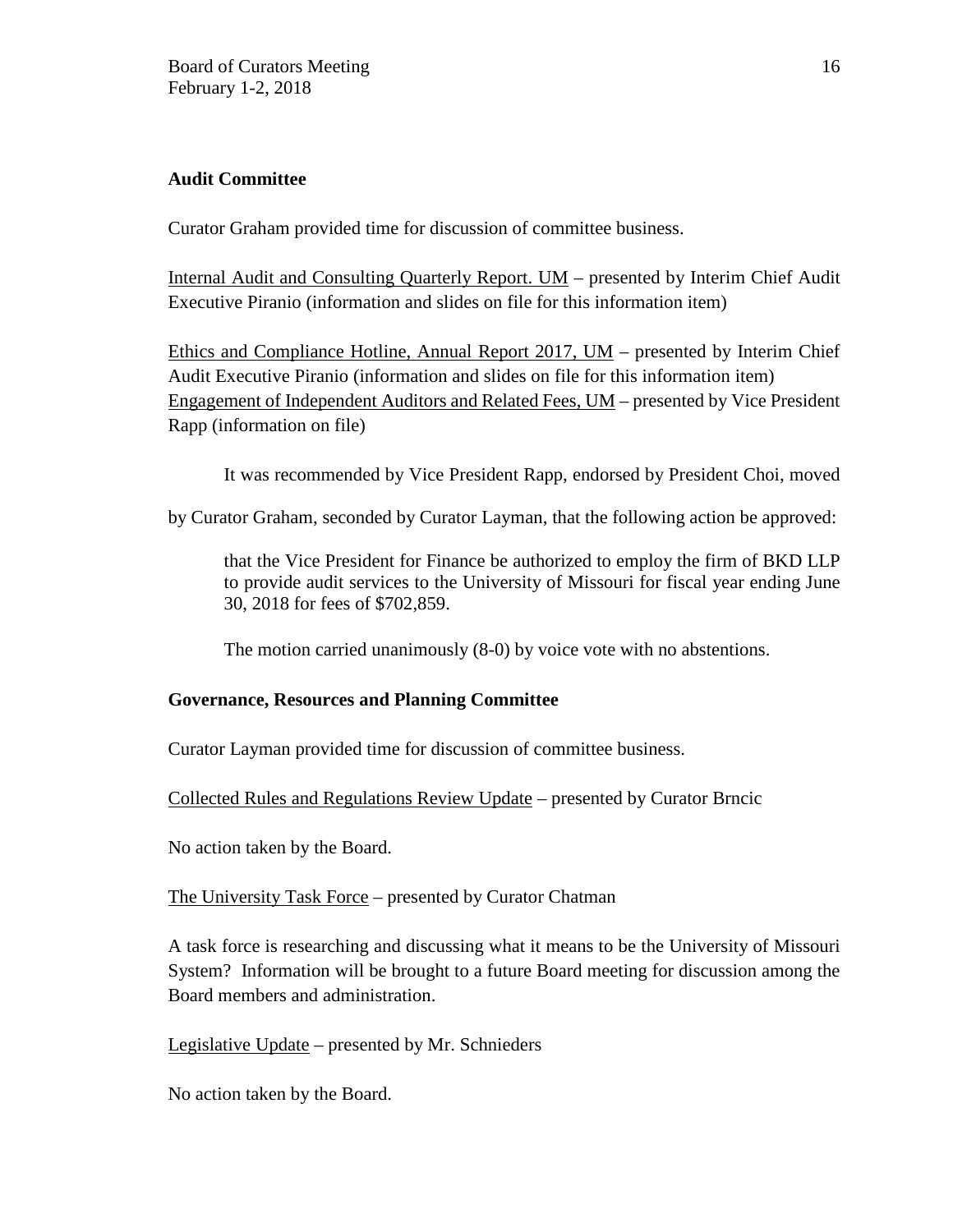**Audit Committee**

Curator Graham provided time for discussion of committee business.

Internal Audit and Consulting Quarterly Report. UM – presented by Interim Chief Audit Executive Piranio (information and slides on file for this information item)

Ethics and Compliance Hotline, Annual Report 2017, UM – presented by Interim Chief Audit Executive Piranio (information and slides on file for this information item)
Engagement of Independent Auditors and Related Fees, UM – presented by Vice President Rapp (information on file)

It was recommended by Vice President Rapp, endorsed by President Choi, moved by Curator Graham, seconded by Curator Layman, that the following action be approved:

> that the Vice President for Finance be authorized to employ the firm of BKD LLP to provide audit services to the University of Missouri for fiscal year ending June 30, 2018 for fees of $702,859.

The motion carried unanimously (8-0) by voice vote with no abstentions.

**Governance, Resources and Planning Committee**

Curator Layman provided time for discussion of committee business.

Collected Rules and Regulations Review Update – presented by Curator Brncic

No action taken by the Board.

The University Task Force – presented by Curator Chatman

A task force is researching and discussing what it means to be the University of Missouri System? Information will be brought to a future Board meeting for discussion among the Board members and administration.

Legislative Update – presented by Mr. Schnieders

No action taken by the Board.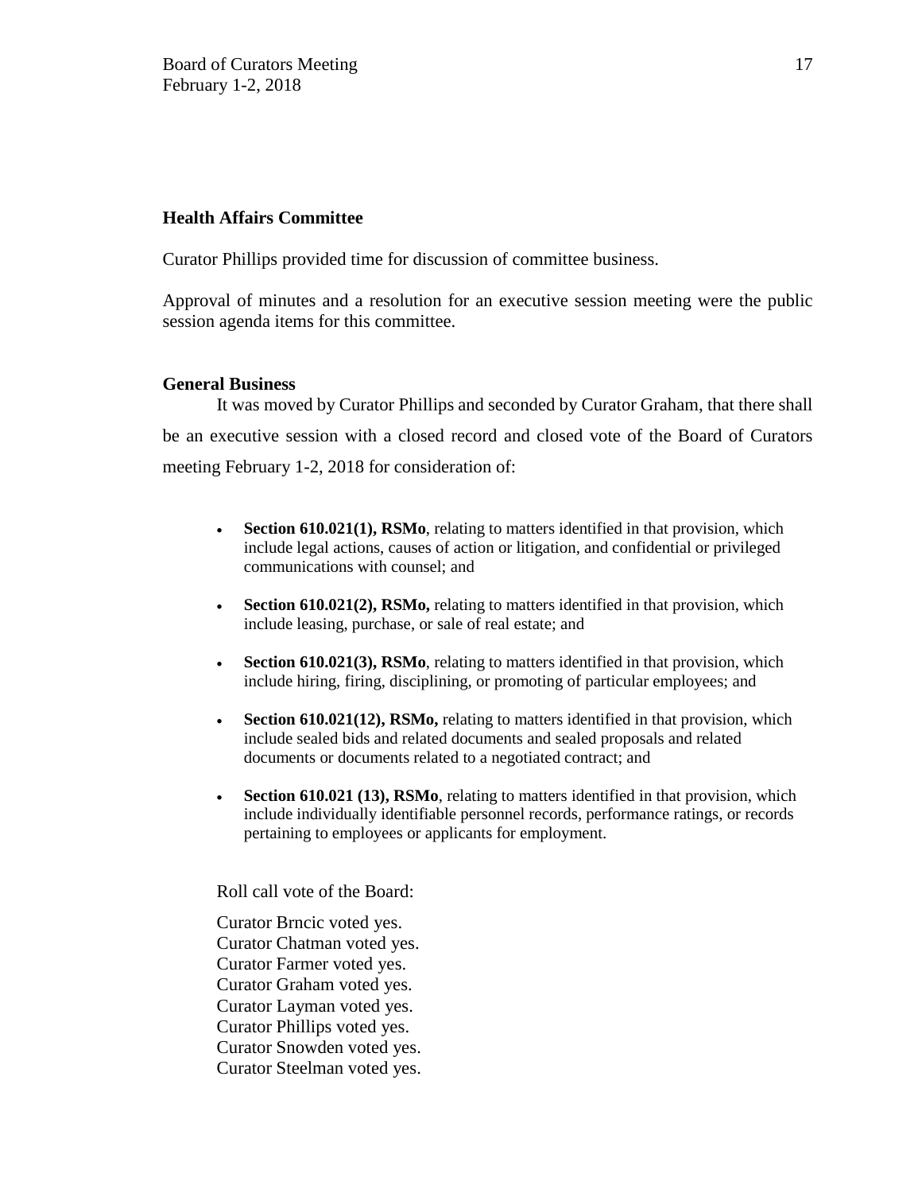**Health Affairs Committee**

Curator Phillips provided time for discussion of committee business.

Approval of minutes and a resolution for an executive session meeting were the public session agenda items for this committee.

**General Business**

It was moved by Curator Phillips and seconded by Curator Graham, that there shall be an executive session with a closed record and closed vote of the Board of Curators meeting February 1-2, 2018 for consideration of:

- **Section 610.021(1), RSMo**, relating to matters identified in that provision, which include legal actions, causes of action or litigation, and confidential or privileged communications with counsel; and
- **Section 610.021(2), RSMo,** relating to matters identified in that provision, which include leasing, purchase, or sale of real estate; and
- **Section 610.021(3), RSMo**, relating to matters identified in that provision, which include hiring, firing, disciplining, or promoting of particular employees; and
- **Section 610.021(12), RSMo,** relating to matters identified in that provision, which include sealed bids and related documents and sealed proposals and related documents or documents related to a negotiated contract; and
- **Section 610.021 (13), RSMo**, relating to matters identified in that provision, which include individually identifiable personnel records, performance ratings, or records pertaining to employees or applicants for employment.

Roll call vote of the Board:

Curator Brncic voted yes.
Curator Chatman voted yes.
Curator Farmer voted yes.
Curator Graham voted yes.
Curator Layman voted yes.
Curator Phillips voted yes.
Curator Snowden voted yes.
Curator Steelman voted yes.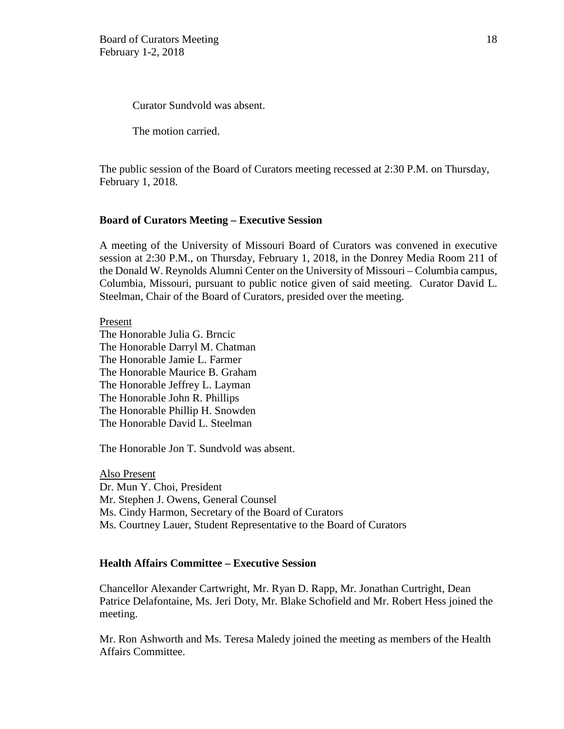Curator Sundvold was absent.

The motion carried.

The public session of the Board of Curators meeting recessed at 2:30 P.M. on Thursday, February 1, 2018.

**Board of Curators Meeting – Executive Session**

A meeting of the University of Missouri Board of Curators was convened in executive session at 2:30 P.M., on Thursday, February 1, 2018, in the Donrey Media Room 211 of the Donald W. Reynolds Alumni Center on the University of Missouri – Columbia campus, Columbia, Missouri, pursuant to public notice given of said meeting. Curator David L. Steelman, Chair of the Board of Curators, presided over the meeting.

Present
The Honorable Julia G. Brncic
The Honorable Darryl M. Chatman
The Honorable Jamie L. Farmer
The Honorable Maurice B. Graham
The Honorable Jeffrey L. Layman
The Honorable John R. Phillips
The Honorable Phillip H. Snowden
The Honorable David L. Steelman

The Honorable Jon T. Sundvold was absent.

Also Present
Dr. Mun Y. Choi, President
Mr. Stephen J. Owens, General Counsel
Ms. Cindy Harmon, Secretary of the Board of Curators
Ms. Courtney Lauer, Student Representative to the Board of Curators

**Health Affairs Committee – Executive Session**

Chancellor Alexander Cartwright, Mr. Ryan D. Rapp, Mr. Jonathan Curtright, Dean Patrice Delafontaine, Ms. Jeri Doty, Mr. Blake Schofield and Mr. Robert Hess joined the meeting.

Mr. Ron Ashworth and Ms. Teresa Maledy joined the meeting as members of the Health Affairs Committee.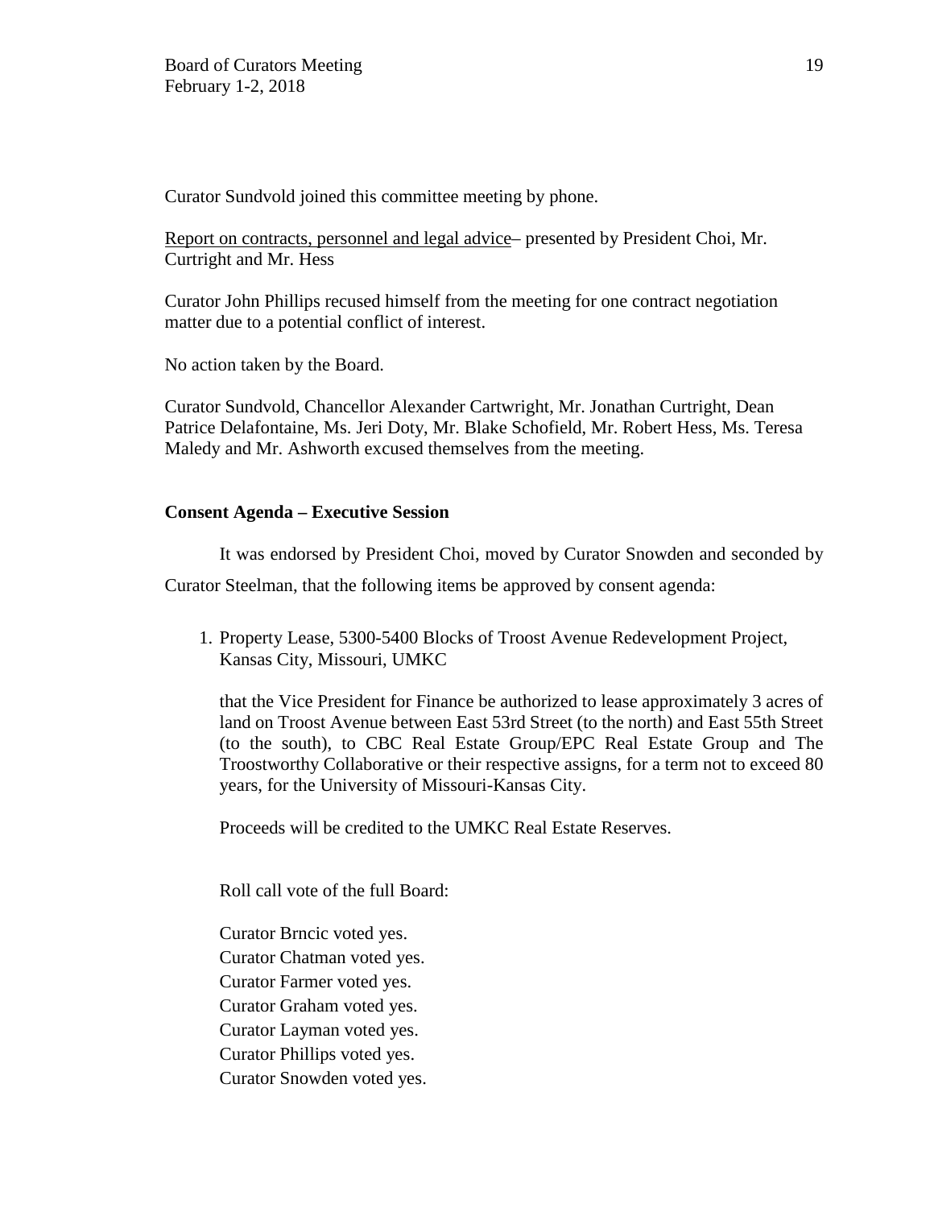Curator Sundvold joined this committee meeting by phone.

Report on contracts, personnel and legal advice– presented by President Choi, Mr. Curtright and Mr. Hess

Curator John Phillips recused himself from the meeting for one contract negotiation matter due to a potential conflict of interest.

No action taken by the Board.

Curator Sundvold, Chancellor Alexander Cartwright, Mr. Jonathan Curtright, Dean Patrice Delafontaine, Ms. Jeri Doty, Mr. Blake Schofield, Mr. Robert Hess, Ms. Teresa Maledy and Mr. Ashworth excused themselves from the meeting.

**Consent Agenda – Executive Session**

It was endorsed by President Choi, moved by Curator Snowden and seconded by Curator Steelman, that the following items be approved by consent agenda:

1. Property Lease, 5300-5400 Blocks of Troost Avenue Redevelopment Project, Kansas City, Missouri, UMKC

   that the Vice President for Finance be authorized to lease approximately 3 acres of land on Troost Avenue between East 53rd Street (to the north) and East 55th Street (to the south), to CBC Real Estate Group/EPC Real Estate Group and The Troostworthy Collaborative or their respective assigns, for a term not to exceed 80 years, for the University of Missouri-Kansas City.

   Proceeds will be credited to the UMKC Real Estate Reserves.

   Roll call vote of the full Board:

   Curator Brncic voted yes.
   Curator Chatman voted yes.
   Curator Farmer voted yes.
   Curator Graham voted yes.
   Curator Layman voted yes.
   Curator Phillips voted yes.
   Curator Snowden voted yes.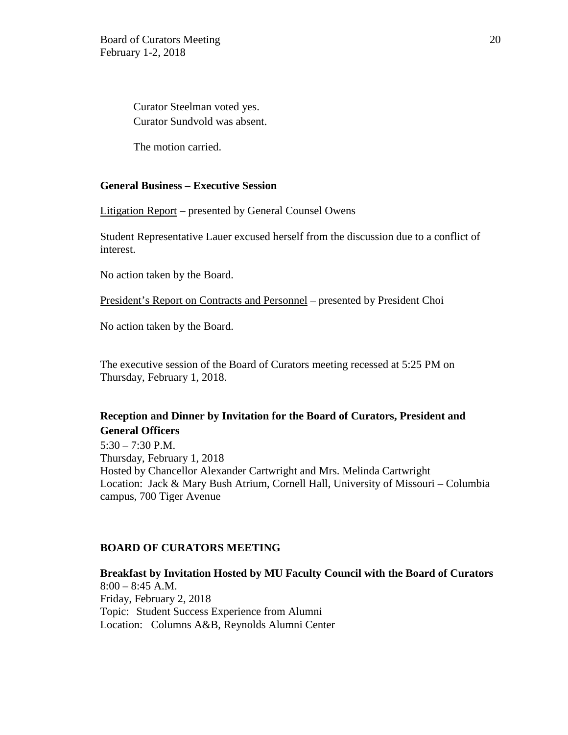Curator Steelman voted yes.
Curator Sundvold was absent.

The motion carried.

**General Business – Executive Session**

Litigation Report – presented by General Counsel Owens

Student Representative Lauer excused herself from the discussion due to a conflict of interest.

No action taken by the Board.

President's Report on Contracts and Personnel – presented by President Choi

No action taken by the Board.

The executive session of the Board of Curators meeting recessed at 5:25 PM on Thursday, February 1, 2018.

**Reception and Dinner by Invitation for the Board of Curators, President and General Officers**

5:30 – 7:30 P.M.
Thursday, February 1, 2018
Hosted by Chancellor Alexander Cartwright and Mrs. Melinda Cartwright
Location: Jack & Mary Bush Atrium, Cornell Hall, University of Missouri – Columbia campus, 700 Tiger Avenue

**BOARD OF CURATORS MEETING**

**Breakfast by Invitation Hosted by MU Faculty Council with the Board of Curators**

8:00 – 8:45 A.M.
Friday, February 2, 2018
Topic: Student Success Experience from Alumni
Location: Columns A&B, Reynolds Alumni Center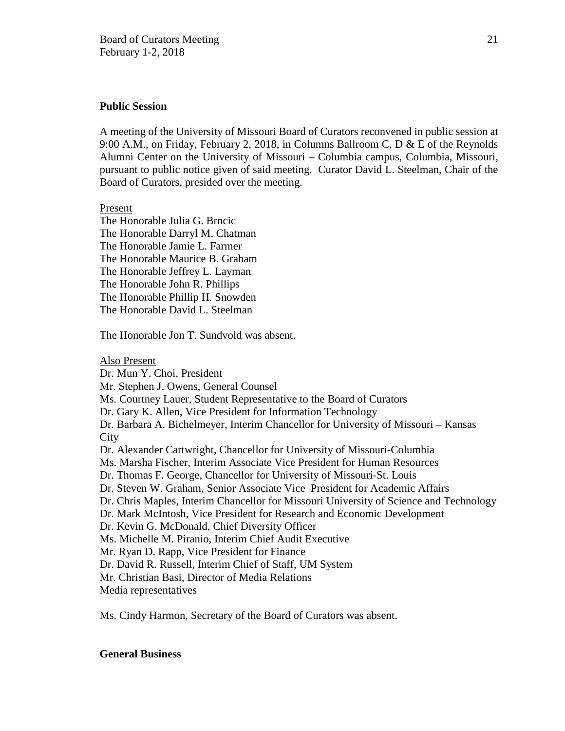**Public Session**

A meeting of the University of Missouri Board of Curators reconvened in public session at 9:00 A.M., on Friday, February 2, 2018, in Columns Ballroom C, D & E of the Reynolds Alumni Center on the University of Missouri – Columbia campus, Columbia, Missouri, pursuant to public notice given of said meeting. Curator David L. Steelman, Chair of the Board of Curators, presided over the meeting.

Present
The Honorable Julia G. Brncic
The Honorable Darryl M. Chatman
The Honorable Jamie L. Farmer
The Honorable Maurice B. Graham
The Honorable Jeffrey L. Layman
The Honorable John R. Phillips
The Honorable Phillip H. Snowden
The Honorable David L. Steelman

The Honorable Jon T. Sundvold was absent.

Also Present
Dr. Mun Y. Choi, President
Mr. Stephen J. Owens, General Counsel
Ms. Courtney Lauer, Student Representative to the Board of Curators
Dr. Gary K. Allen, Vice President for Information Technology
Dr. Barbara A. Bichelmeyer, Interim Chancellor for University of Missouri – Kansas City
Dr. Alexander Cartwright, Chancellor for University of Missouri-Columbia
Ms. Marsha Fischer, Interim Associate Vice President for Human Resources
Dr. Thomas F. George, Chancellor for University of Missouri-St. Louis
Dr. Steven W. Graham, Senior Associate Vice President for Academic Affairs
Dr. Chris Maples, Interim Chancellor for Missouri University of Science and Technology
Dr. Mark McIntosh, Vice President for Research and Economic Development
Dr. Kevin G. McDonald, Chief Diversity Officer
Ms. Michelle M. Piranio, Interim Chief Audit Executive
Mr. Ryan D. Rapp, Vice President for Finance
Dr. David R. Russell, Interim Chief of Staff, UM System
Mr. Christian Basi, Director of Media Relations
Media representatives

Ms. Cindy Harmon, Secretary of the Board of Curators was absent.

**General Business**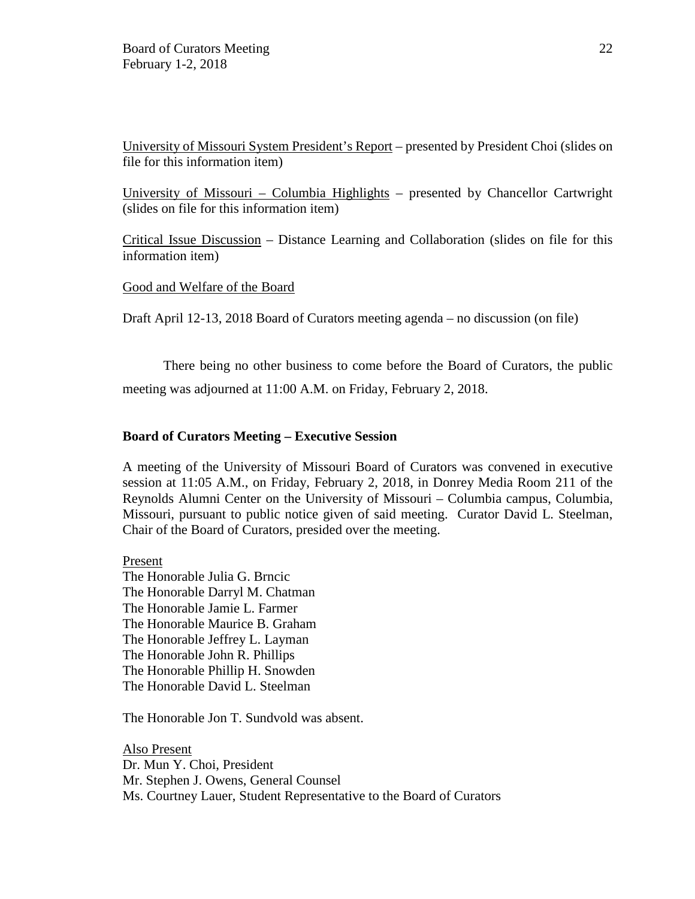University of Missouri System President's Report – presented by President Choi (slides on file for this information item)

University of Missouri – Columbia Highlights – presented by Chancellor Cartwright (slides on file for this information item)

Critical Issue Discussion – Distance Learning and Collaboration (slides on file for this information item)

Good and Welfare of the Board

Draft April 12-13, 2018 Board of Curators meeting agenda – no discussion (on file)

There being no other business to come before the Board of Curators, the public meeting was adjourned at 11:00 A.M. on Friday, February 2, 2018.

**Board of Curators Meeting – Executive Session**

A meeting of the University of Missouri Board of Curators was convened in executive session at 11:05 A.M., on Friday, February 2, 2018, in Donrey Media Room 211 of the Reynolds Alumni Center on the University of Missouri – Columbia campus, Columbia, Missouri, pursuant to public notice given of said meeting. Curator David L. Steelman, Chair of the Board of Curators, presided over the meeting.

Present
The Honorable Julia G. Brncic
The Honorable Darryl M. Chatman
The Honorable Jamie L. Farmer
The Honorable Maurice B. Graham
The Honorable Jeffrey L. Layman
The Honorable John R. Phillips
The Honorable Phillip H. Snowden
The Honorable David L. Steelman

The Honorable Jon T. Sundvold was absent.

Also Present
Dr. Mun Y. Choi, President
Mr. Stephen J. Owens, General Counsel
Ms. Courtney Lauer, Student Representative to the Board of Curators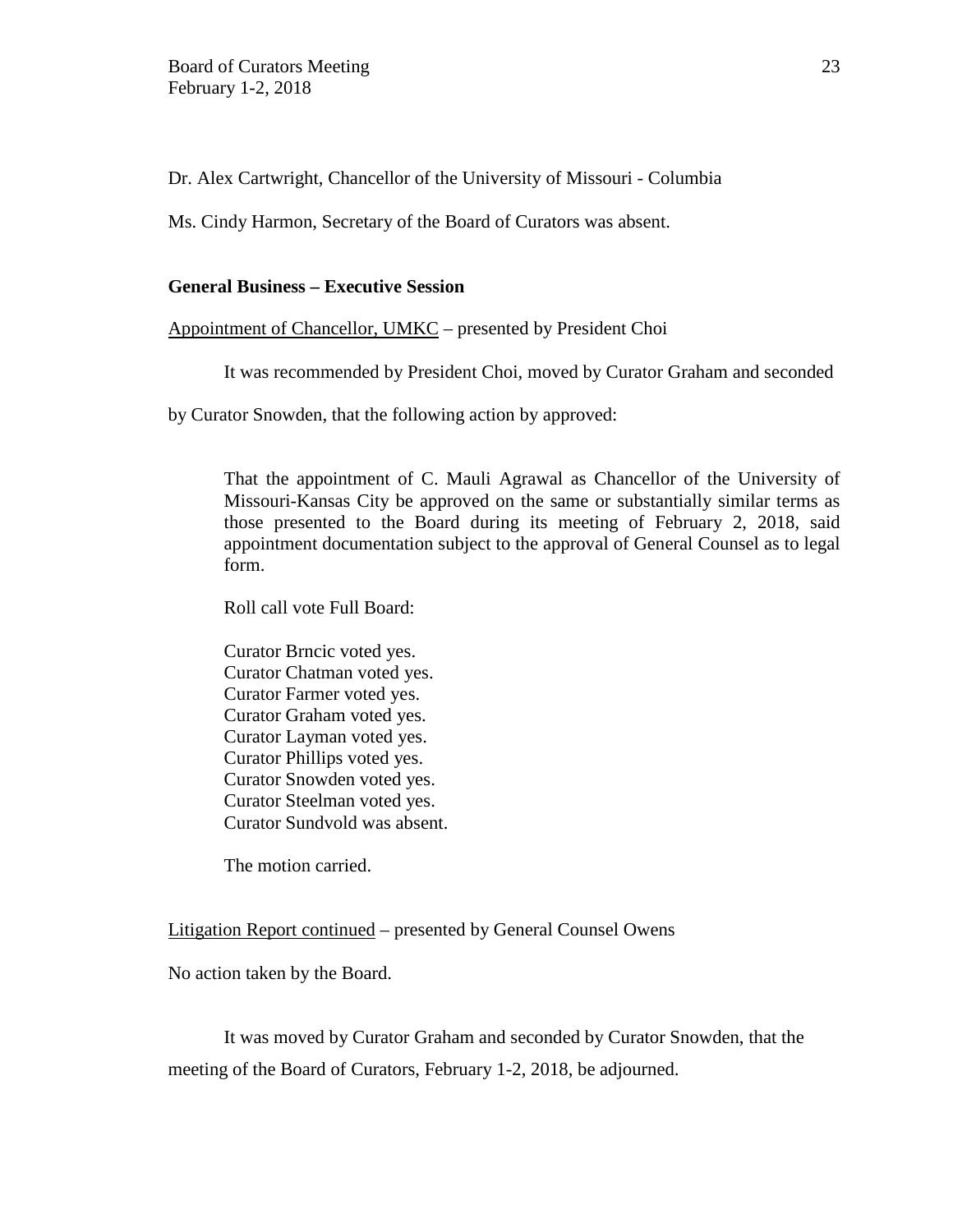Dr. Alex Cartwright, Chancellor of the University of Missouri - Columbia

Ms. Cindy Harmon, Secretary of the Board of Curators was absent.

**General Business – Executive Session**

Appointment of Chancellor, UMKC – presented by President Choi

It was recommended by President Choi, moved by Curator Graham and seconded by Curator Snowden, that the following action by approved:

> That the appointment of C. Mauli Agrawal as Chancellor of the University of Missouri-Kansas City be approved on the same or substantially similar terms as those presented to the Board during its meeting of February 2, 2018, said appointment documentation subject to the approval of General Counsel as to legal form.
>
> Roll call vote Full Board:
>
> Curator Brncic voted yes.
> Curator Chatman voted yes.
> Curator Farmer voted yes.
> Curator Graham voted yes.
> Curator Layman voted yes.
> Curator Phillips voted yes.
> Curator Snowden voted yes.
> Curator Steelman voted yes.
> Curator Sundvold was absent.
>
> The motion carried.

Litigation Report continued – presented by General Counsel Owens

No action taken by the Board.

It was moved by Curator Graham and seconded by Curator Snowden, that the meeting of the Board of Curators, February 1-2, 2018, be adjourned.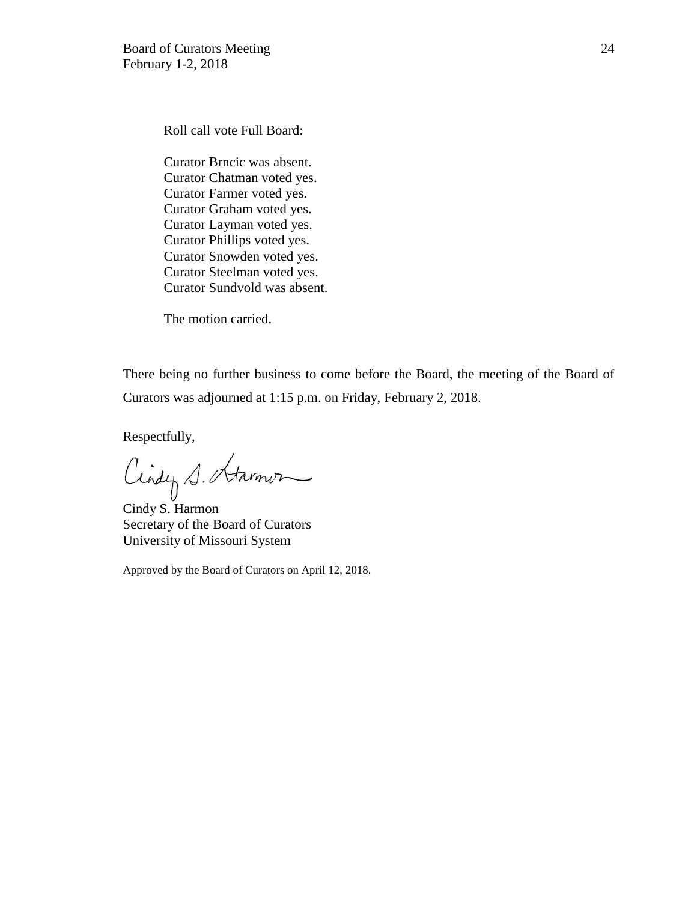Roll call vote Full Board:

Curator Brncic was absent.
Curator Chatman voted yes.
Curator Farmer voted yes.
Curator Graham voted yes.
Curator Layman voted yes.
Curator Phillips voted yes.
Curator Snowden voted yes.
Curator Steelman voted yes.
Curator Sundvold was absent.

The motion carried.

There being no further business to come before the Board, the meeting of the Board of Curators was adjourned at 1:15 p.m. on Friday, February 2, 2018.

Respectfully,

Cindy S. Harmon

Cindy S. Harmon
Secretary of the Board of Curators
University of Missouri System

Approved by the Board of Curators on April 12, 2018.